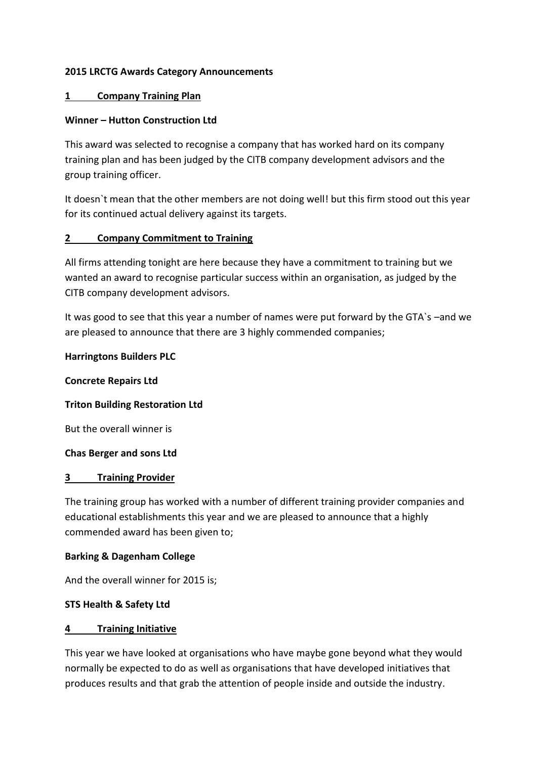**2015 LRCTG Awards Category Announcements**

## 1 Company Training Plan

**Winner – Hutton Construction Ltd**

This award was selected to recognise a company that has worked hard on its company training plan and has been judged by the CITB company development advisors and the group training officer.

It doesn`t mean that the other members are not doing well! but this firm stood out this year for its continued actual delivery against its targets.

## 2 Company Commitment to Training

All firms attending tonight are here because they have a commitment to training but we wanted an award to recognise particular success within an organisation, as judged by the CITB company development advisors.

It was good to see that this year a number of names were put forward by the GTA`s –and we are pleased to announce that there are 3 highly commended companies;

**Harringtons Builders PLC**

**Concrete Repairs Ltd**

**Triton Building Restoration Ltd**

But the overall winner is

**Chas Berger and sons Ltd**

## 3 Training Provider

The training group has worked with a number of different training provider companies and educational establishments this year and we are pleased to announce that a highly commended award has been given to;

**Barking & Dagenham College**

And the overall winner for 2015 is;

**STS Health & Safety Ltd**

## 4 Training Initiative

This year we have looked at organisations who have maybe gone beyond what they would normally be expected to do as well as organisations that have developed initiatives that produces results and that grab the attention of people inside and outside the industry.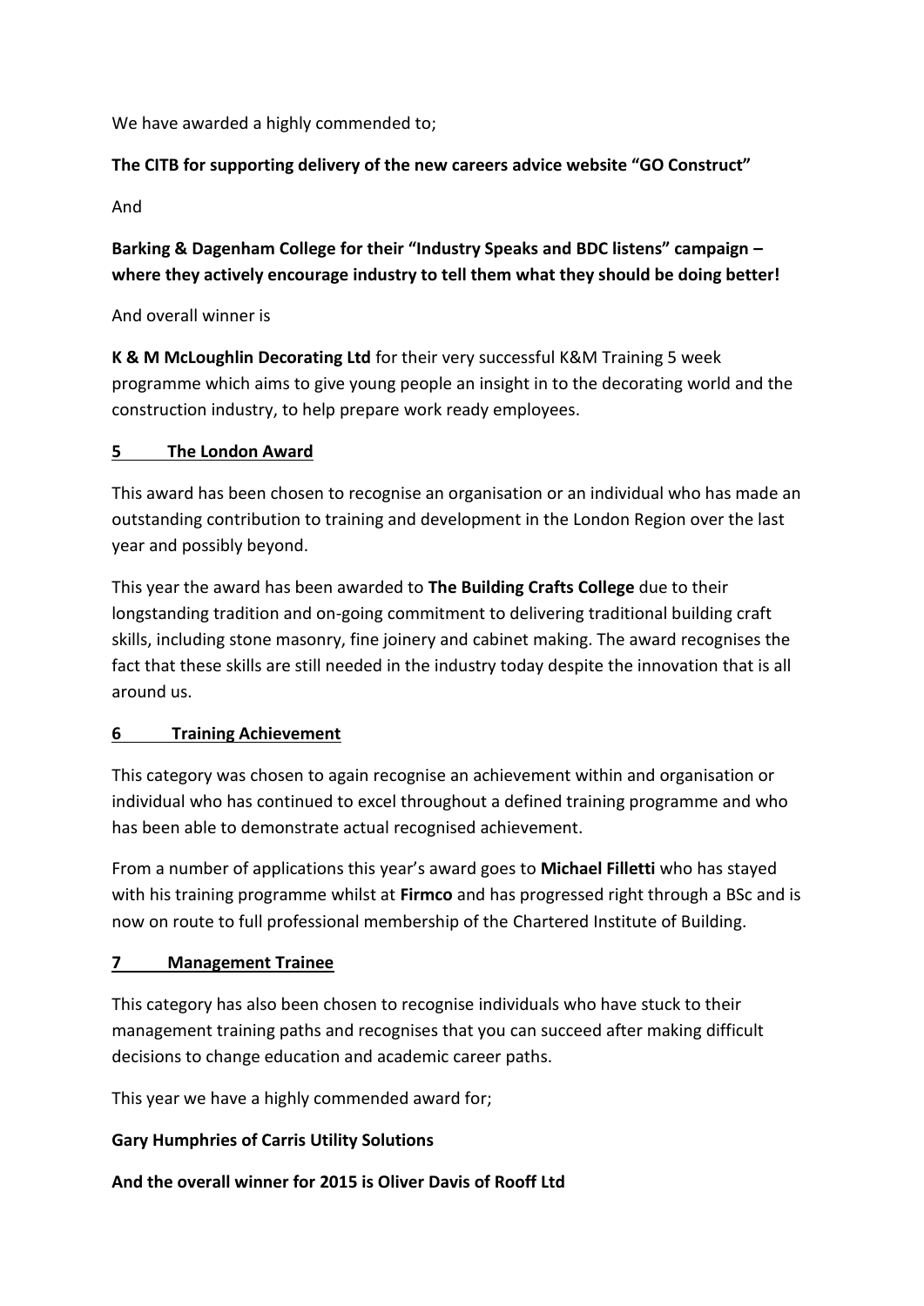We have awarded a highly commended to;

**The CITB for supporting delivery of the new careers advice website "GO Construct"**

And

**Barking & Dagenham College for their "Industry Speaks and BDC listens" campaign – where they actively encourage industry to tell them what they should be doing better!**

And overall winner is

**K & M McLoughlin Decorating Ltd** for their very successful K&M Training 5 week programme which aims to give young people an insight in to the decorating world and the construction industry, to help prepare work ready employees.

## 5 The London Award

This award has been chosen to recognise an organisation or an individual who has made an outstanding contribution to training and development in the London Region over the last year and possibly beyond.

This year the award has been awarded to **The Building Crafts College** due to their longstanding tradition and on-going commitment to delivering traditional building craft skills, including stone masonry, fine joinery and cabinet making. The award recognises the fact that these skills are still needed in the industry today despite the innovation that is all around us.

## 6 Training Achievement

This category was chosen to again recognise an achievement within and organisation or individual who has continued to excel throughout a defined training programme and who has been able to demonstrate actual recognised achievement.

From a number of applications this year's award goes to **Michael Filletti** who has stayed with his training programme whilst at **Firmco** and has progressed right through a BSc and is now on route to full professional membership of the Chartered Institute of Building.

## 7 Management Trainee

This category has also been chosen to recognise individuals who have stuck to their management training paths and recognises that you can succeed after making difficult decisions to change education and academic career paths.

This year we have a highly commended award for;

**Gary Humphries of Carris Utility Solutions**

**And the overall winner for 2015 is Oliver Davis of Rooff Ltd**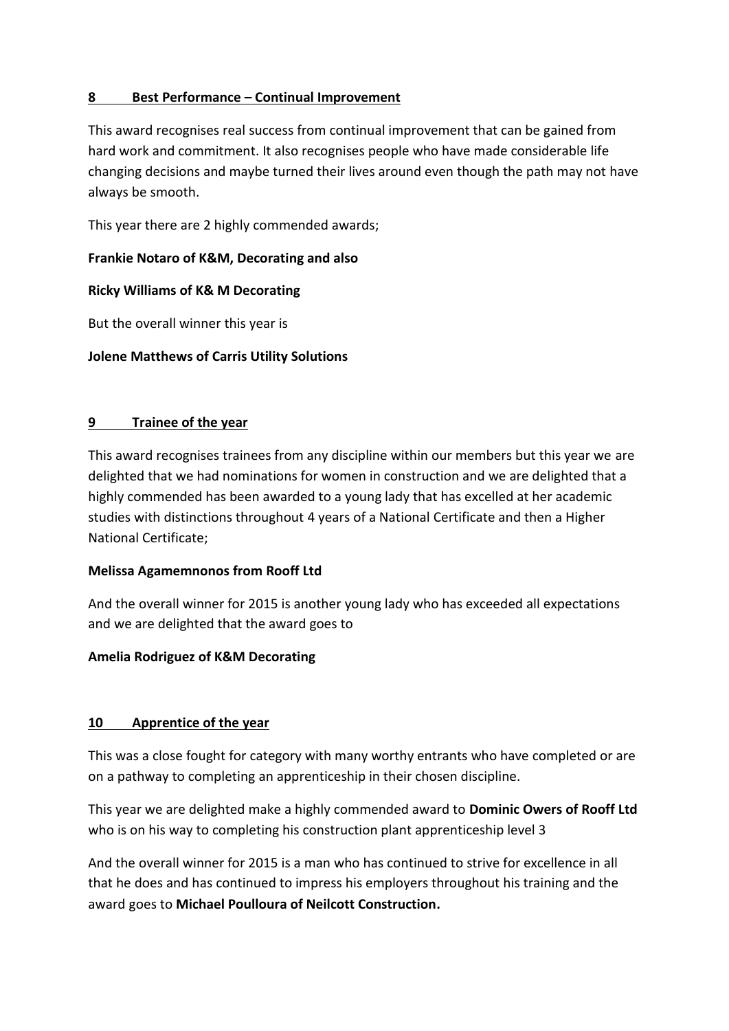## 8 Best Performance – Continual Improvement

This award recognises real success from continual improvement that can be gained from hard work and commitment. It also recognises people who have made considerable life changing decisions and maybe turned their lives around even though the path may not have always be smooth.

This year there are 2 highly commended awards;

**Frankie Notaro of K&M, Decorating and also**

**Ricky Williams of K& M Decorating**

But the overall winner this year is

**Jolene Matthews of Carris Utility Solutions**

## 9 Trainee of the year

This award recognises trainees from any discipline within our members but this year we are delighted that we had nominations for women in construction and we are delighted that a highly commended has been awarded to a young lady that has excelled at her academic studies with distinctions throughout 4 years of a National Certificate and then a Higher National Certificate;

**Melissa Agamemnonos from Rooff Ltd**

And the overall winner for 2015 is another young lady who has exceeded all expectations and we are delighted that the award goes to

**Amelia Rodriguez of K&M Decorating**

## 10 Apprentice of the year

This was a close fought for category with many worthy entrants who have completed or are on a pathway to completing an apprenticeship in their chosen discipline.

This year we are delighted make a highly commended award to **Dominic Owers of Rooff Ltd** who is on his way to completing his construction plant apprenticeship level 3

And the overall winner for 2015 is a man who has continued to strive for excellence in all that he does and has continued to impress his employers throughout his training and the award goes to **Michael Poulloura of Neilcott Construction.**